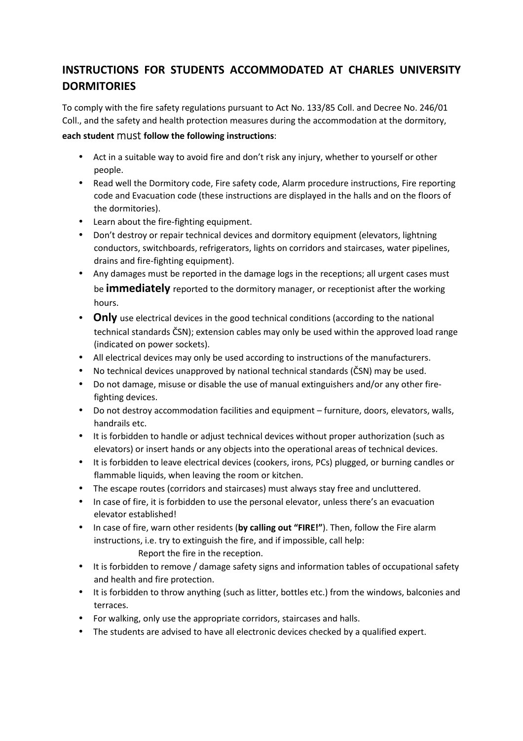## INSTRUCTIONS FOR STUDENTS ACCOMMODATED AT CHARLES UNIVERSITY DORMITORIES

To comply with the fire safety regulations pursuant to Act No. 133/85 Coll. and Decree No. 246/01 Coll., and the safety and health protection measures during the accommodation at the dormitory, **each student must follow the following instructions**:

- Act in a suitable way to avoid fire and don't risk any injury, whether to yourself or other people.
- Read well the Dormitory code, Fire safety code, Alarm procedure instructions, Fire reporting code and Evacuation code (these instructions are displayed in the halls and on the floors of the dormitories).
- Learn about the fire-fighting equipment.
- Don't destroy or repair technical devices and dormitory equipment (elevators, lightning conductors, switchboards, refrigerators, lights on corridors and staircases, water pipelines, drains and fire-fighting equipment).
- Any damages must be reported in the damage logs in the receptions; all urgent cases must be **immediately** reported to the dormitory manager, or receptionist after the working hours.
- **Only** use electrical devices in the good technical conditions (according to the national technical standards ČSN); extension cables may only be used within the approved load range (indicated on power sockets).
- All electrical devices may only be used according to instructions of the manufacturers.
- No technical devices unapproved by national technical standards (ČSN) may be used.
- Do not damage, misuse or disable the use of manual extinguishers and/or any other fire-fighting devices.
- Do not destroy accommodation facilities and equipment – furniture, doors, elevators, walls, handrails etc.
- It is forbidden to handle or adjust technical devices without proper authorization (such as elevators) or insert hands or any objects into the operational areas of technical devices.
- It is forbidden to leave electrical devices (cookers, irons, PCs) plugged, or burning candles or flammable liquids, when leaving the room or kitchen.
- The escape routes (corridors and staircases) must always stay free and uncluttered.
- In case of fire, it is forbidden to use the personal elevator, unless there's an evacuation elevator established!
- In case of fire, warn other residents (**by calling out "FIRE!"**). Then, follow the Fire alarm instructions, i.e. try to extinguish the fire, and if impossible, call help:

  Report the fire in the reception.
- It is forbidden to remove / damage safety signs and information tables of occupational safety and health and fire protection.
- It is forbidden to throw anything (such as litter, bottles etc.) from the windows, balconies and terraces.
- For walking, only use the appropriate corridors, staircases and halls.
- The students are advised to have all electronic devices checked by a qualified expert.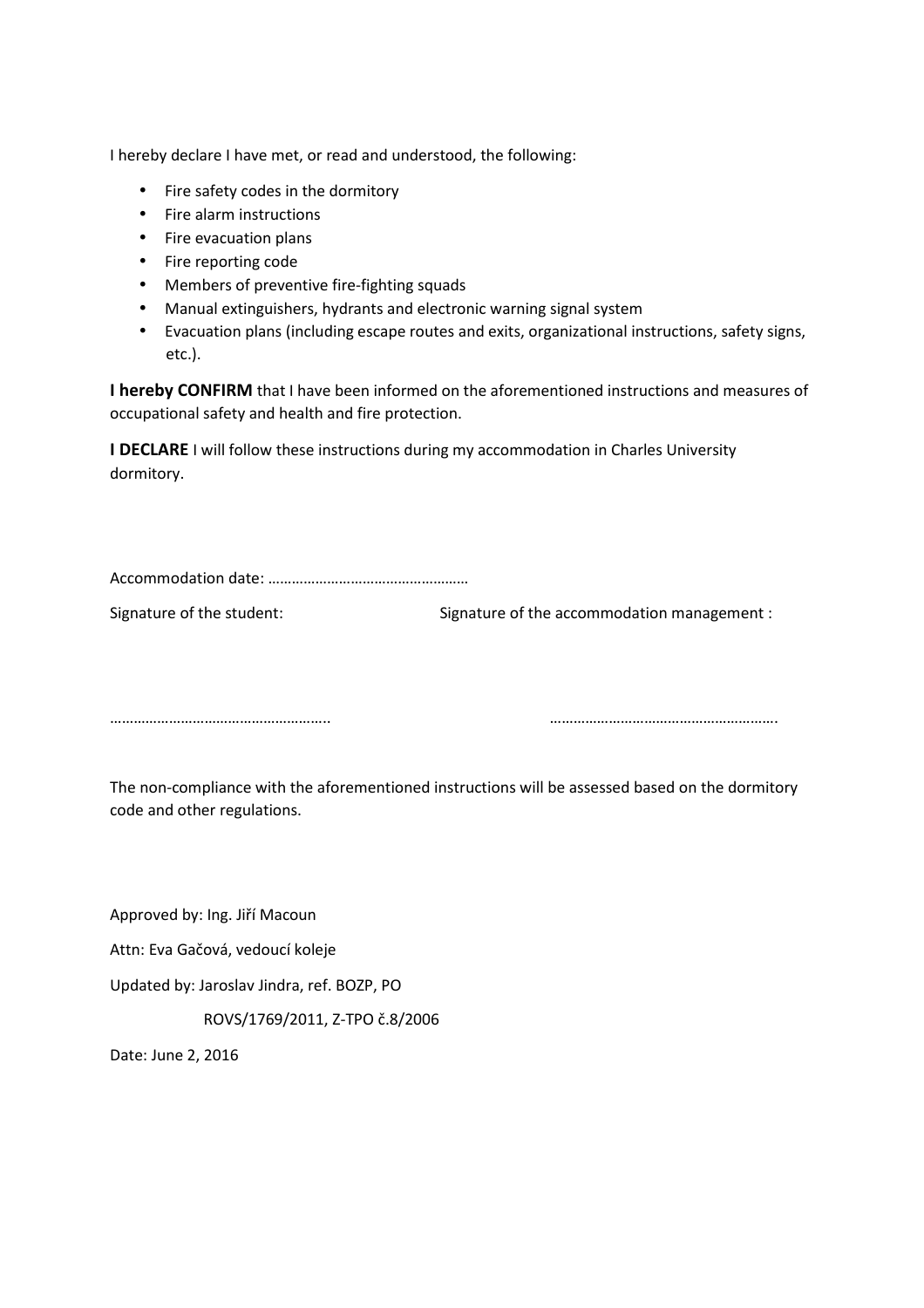I hereby declare I have met, or read and understood, the following:

- Fire safety codes in the dormitory
- Fire alarm instructions
- Fire evacuation plans
- Fire reporting code
- Members of preventive fire-fighting squads
- Manual extinguishers, hydrants and electronic warning signal system
- Evacuation plans (including escape routes and exits, organizational instructions, safety signs, etc.).

**I hereby CONFIRM** that I have been informed on the aforementioned instructions and measures of occupational safety and health and fire protection.

**I DECLARE** I will follow these instructions during my accommodation in Charles University dormitory.

Accommodation date: …………………………………………

Signature of the student: Signature of the accommodation management :

……………………………………………… …………………………………………………

The non-compliance with the aforementioned instructions will be assessed based on the dormitory code and other regulations.

Approved by: Ing. Jiří Macoun

Attn: Eva Gačová, vedoucí koleje

Updated by: Jaroslav Jindra, ref. BOZP, PO

ROVS/1769/2011, Z-TPO č.8/2006

Date: June 2, 2016